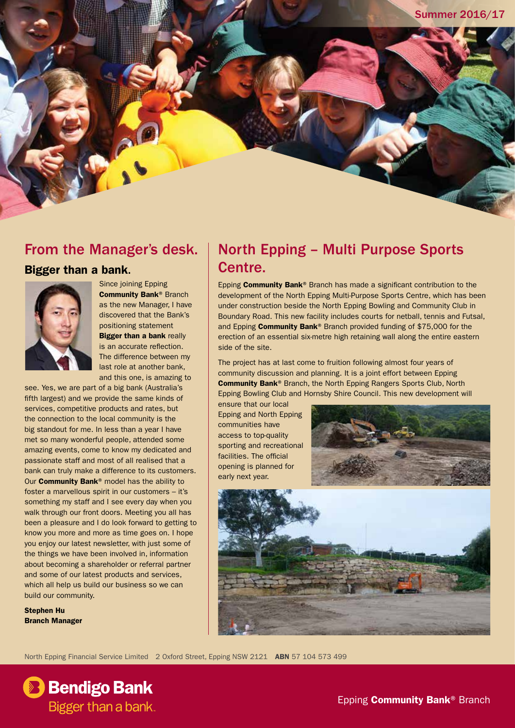Summer 2016/17

## From the Manager's desk.

### Bigger than a bank.

Since joining Epping **Community Bank**® Branch as the new Manager, I have discovered that the Bank's positioning statement **Bigger than a bank** really is an accurate reflection. The difference between my last role at another bank, and this one, is amazing to see. Yes, we are part of a big bank (Australia's fifth largest) and we provide the same kinds of services, competitive products and rates, but the connection to the local community is the big standout for me. In less than a year I have met so many wonderful people, attended some amazing events, come to know my dedicated and passionate staff and most of all realised that a bank can truly make a difference to its customers. Our **Community Bank**® model has the ability to foster a marvellous spirit in our customers – it's something my staff and I see every day when you walk through our front doors. Meeting you all has been a pleasure and I do look forward to getting to know you more and more as time goes on. I hope you enjoy our latest newsletter, with just some of the things we have been involved in, information about becoming a shareholder or referral partner and some of our latest products and services, which all help us build our business so we can build our community.

**Stephen Hu**
**Branch Manager**

## North Epping – Multi Purpose Sports Centre.

Epping **Community Bank**® Branch has made a significant contribution to the development of the North Epping Multi-Purpose Sports Centre, which has been under construction beside the North Epping Bowling and Community Club in Boundary Road. This new facility includes courts for netball, tennis and Futsal, and Epping **Community Bank**® Branch provided funding of $75,000 for the erection of an essential six-metre high retaining wall along the entire eastern side of the site.

The project has at last come to fruition following almost four years of community discussion and planning. It is a joint effort between Epping **Community Bank**® Branch, the North Epping Rangers Sports Club, North Epping Bowling Club and Hornsby Shire Council. This new development will ensure that our local Epping and North Epping communities have access to top-quality sporting and recreational facilities. The official opening is planned for early next year.

North Epping Financial Service Limited 2 Oxford Street, Epping NSW 2121 **ABN** 57 104 573 499

Bendigo Bank
Bigger than a bank.

Epping **Community Bank**® Branch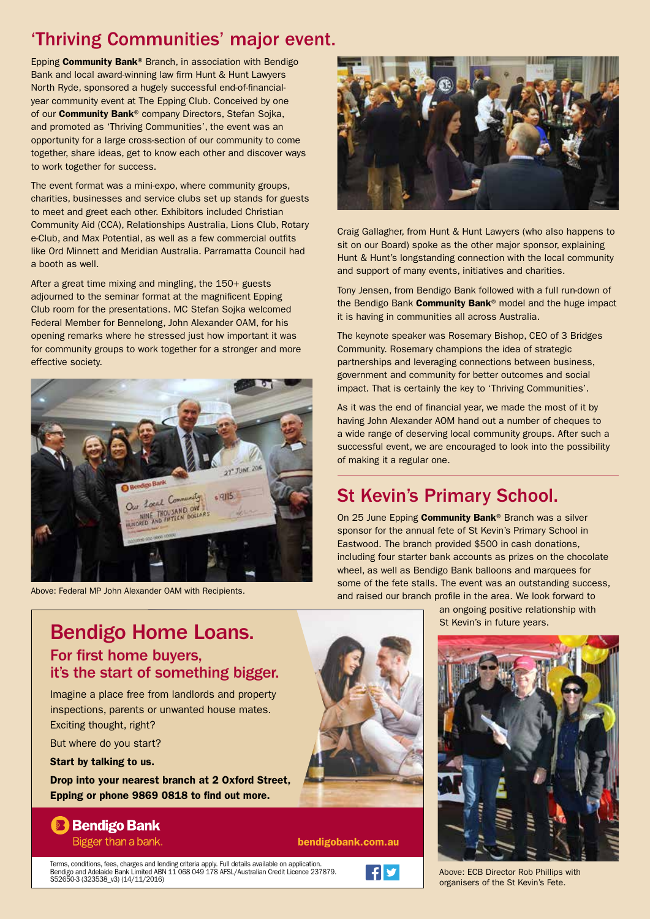# 'Thriving Communities' major event.

Epping **Community Bank**® Branch, in association with Bendigo Bank and local award-winning law firm Hunt & Hunt Lawyers North Ryde, sponsored a hugely successful end-of-financial-year community event at The Epping Club. Conceived by one of our **Community Bank**® company Directors, Stefan Sojka, and promoted as 'Thriving Communities', the event was an opportunity for a large cross-section of our community to come together, share ideas, get to know each other and discover ways to work together for success.

The event format was a mini-expo, where community groups, charities, businesses and service clubs set up stands for guests to meet and greet each other. Exhibitors included Christian Community Aid (CCA), Relationships Australia, Lions Club, Rotary e-Club, and Max Potential, as well as a few commercial outfits like Ord Minnett and Meridian Australia. Parramatta Council had a booth as well.

After a great time mixing and mingling, the 150+ guests adjourned to the seminar format at the magnificent Epping Club room for the presentations. MC Stefan Sojka welcomed Federal Member for Bennelong, John Alexander OAM, for his opening remarks where he stressed just how important it was for community groups to work together for a stronger and more effective society.

Above: Federal MP John Alexander OAM with Recipients.

Craig Gallagher, from Hunt & Hunt Lawyers (who also happens to sit on our Board) spoke as the other major sponsor, explaining Hunt & Hunt's longstanding connection with the local community and support of many events, initiatives and charities.

Tony Jensen, from Bendigo Bank followed with a full run-down of the Bendigo Bank **Community Bank**® model and the huge impact it is having in communities all across Australia.

The keynote speaker was Rosemary Bishop, CEO of 3 Bridges Community. Rosemary champions the idea of strategic partnerships and leveraging connections between business, government and community for better outcomes and social impact. That is certainly the key to 'Thriving Communities'.

As it was the end of financial year, we made the most of it by having John Alexander AOM hand out a number of cheques to a wide range of deserving local community groups. After such a successful event, we are encouraged to look into the possibility of making it a regular one.

# St Kevin's Primary School.

On 25 June Epping **Community Bank**® Branch was a silver sponsor for the annual fete of St Kevin's Primary School in Eastwood. The branch provided $500 in cash donations, including four starter bank accounts as prizes on the chocolate wheel, as well as Bendigo Bank balloons and marquees for some of the fete stalls. The event was an outstanding success, and raised our branch profile in the area. We look forward to an ongoing positive relationship with St Kevin's in future years.

Above: ECB Director Rob Phillips with organisers of the St Kevin's Fete.

## Bendigo Home Loans.

### For first home buyers, it's the start of something bigger.

Imagine a place free from landlords and property inspections, parents or unwanted house mates. Exciting thought, right?

But where do you start?

**Start by talking to us.**

**Drop into your nearest branch at 2 Oxford Street, Epping or phone 9869 0818 to find out more.**

Bendigo Bank
Bigger than a bank.

**bendigobank.com.au**

Terms, conditions, fees, charges and lending criteria apply. Full details available on application. Bendigo and Adelaide Bank Limited ABN 11 068 049 178 AFSL/Australian Credit Licence 237879. S52650-3 (323538_v3) (14/11/2016)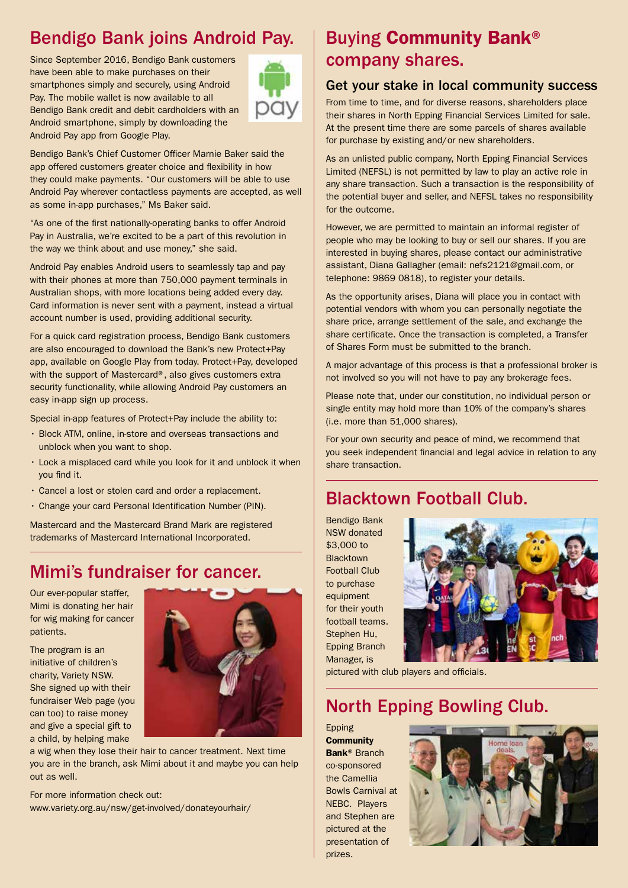## Bendigo Bank joins Android Pay.

Since September 2016, Bendigo Bank customers have been able to make purchases on their smartphones simply and securely, using Android Pay. The mobile wallet is now available to all Bendigo Bank credit and debit cardholders with an Android smartphone, simply by downloading the Android Pay app from Google Play.

Bendigo Bank's Chief Customer Officer Marnie Baker said the app offered customers greater choice and flexibility in how they could make payments. "Our customers will be able to use Android Pay wherever contactless payments are accepted, as well as some in-app purchases," Ms Baker said.

"As one of the first nationally-operating banks to offer Android Pay in Australia, we're excited to be a part of this revolution in the way we think about and use money," she said.

Android Pay enables Android users to seamlessly tap and pay with their phones at more than 750,000 payment terminals in Australian shops, with more locations being added every day. Card information is never sent with a payment, instead a virtual account number is used, providing additional security.

For a quick card registration process, Bendigo Bank customers are also encouraged to download the Bank's new Protect+Pay app, available on Google Play from today. Protect+Pay, developed with the support of Mastercard®, also gives customers extra security functionality, while allowing Android Pay customers an easy in-app sign up process.

Special in-app features of Protect+Pay include the ability to:

- Block ATM, online, in-store and overseas transactions and unblock when you want to shop.
- Lock a misplaced card while you look for it and unblock it when you find it.
- Cancel a lost or stolen card and order a replacement.
- Change your card Personal Identification Number (PIN).

Mastercard and the Mastercard Brand Mark are registered trademarks of Mastercard International Incorporated.

## Mimi's fundraiser for cancer.

Our ever-popular staffer, Mimi is donating her hair for wig making for cancer patients.

The program is an initiative of children's charity, Variety NSW. She signed up with their fundraiser Web page (you can too) to raise money and give a special gift to a child, by helping make a wig when they lose their hair to cancer treatment. Next time you are in the branch, ask Mimi about it and maybe you can help out as well.

For more information check out:
www.variety.org.au/nsw/get-involved/donateyourhair/

## Buying **Community Bank®** company shares.

### Get your stake in local community success

From time to time, and for diverse reasons, shareholders place their shares in North Epping Financial Services Limited for sale. At the present time there are some parcels of shares available for purchase by existing and/or new shareholders.

As an unlisted public company, North Epping Financial Services Limited (NEFSL) is not permitted by law to play an active role in any share transaction. Such a transaction is the responsibility of the potential buyer and seller, and NEFSL takes no responsibility for the outcome.

However, we are permitted to maintain an informal register of people who may be looking to buy or sell our shares. If you are interested in buying shares, please contact our administrative assistant, Diana Gallagher (email: nefs2121@gmail.com, or telephone: 9869 0818), to register your details.

As the opportunity arises, Diana will place you in contact with potential vendors with whom you can personally negotiate the share price, arrange settlement of the sale, and exchange the share certificate. Once the transaction is completed, a Transfer of Shares Form must be submitted to the branch.

A major advantage of this process is that a professional broker is not involved so you will not have to pay any brokerage fees.

Please note that, under our constitution, no individual person or single entity may hold more than 10% of the company's shares (i.e. more than 51,000 shares).

For your own security and peace of mind, we recommend that you seek independent financial and legal advice in relation to any share transaction.

## Blacktown Football Club.

Bendigo Bank NSW donated $3,000 to Blacktown Football Club to purchase equipment for their youth football teams. Stephen Hu, Epping Branch Manager, is pictured with club players and officials.

## North Epping Bowling Club.

Epping **Community Bank®** Branch co-sponsored the Camellia Bowls Carnival at NEBC. Players and Stephen are pictured at the presentation of prizes.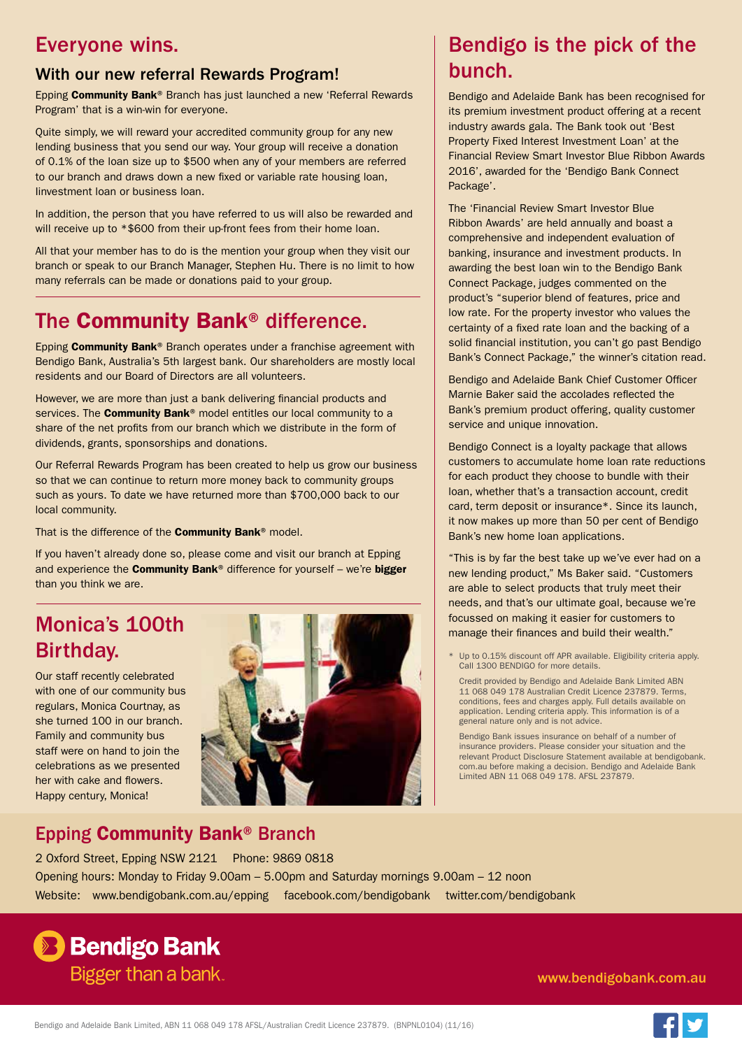## Everyone wins.

### With our new referral Rewards Program!

Epping **Community Bank**® Branch has just launched a new 'Referral Rewards Program' that is a win-win for everyone.

Quite simply, we will reward your accredited community group for any new lending business that you send our way. Your group will receive a donation of 0.1% of the loan size up to $500 when any of your members are referred to our branch and draws down a new fixed or variable rate housing loan, linvestment loan or business loan.

In addition, the person that you have referred to us will also be rewarded and will receive up to *$600 from their up-front fees from their home loan.

All that your member has to do is the mention your group when they visit our branch or speak to our Branch Manager, Stephen Hu. There is no limit to how many referrals can be made or donations paid to your group.

## The **Community Bank**® difference.

Epping **Community Bank**® Branch operates under a franchise agreement with Bendigo Bank, Australia's 5th largest bank. Our shareholders are mostly local residents and our Board of Directors are all volunteers.

However, we are more than just a bank delivering financial products and services. The **Community Bank**® model entitles our local community to a share of the net profits from our branch which we distribute in the form of dividends, grants, sponsorships and donations.

Our Referral Rewards Program has been created to help us grow our business so that we can continue to return more money back to community groups such as yours. To date we have returned more than $700,000 back to our local community.

That is the difference of the **Community Bank**® model.

If you haven't already done so, please come and visit our branch at Epping and experience the **Community Bank**® difference for yourself – we're **bigger** than you think we are.

## Monica's 100th Birthday.

Our staff recently celebrated with one of our community bus regulars, Monica Courtnay, as she turned 100 in our branch. Family and community bus staff were on hand to join the celebrations as we presented her with cake and flowers. Happy century, Monica!

## Bendigo is the pick of the bunch.

Bendigo and Adelaide Bank has been recognised for its premium investment product offering at a recent industry awards gala. The Bank took out 'Best Property Fixed Interest Investment Loan' at the Financial Review Smart Investor Blue Ribbon Awards 2016', awarded for the 'Bendigo Bank Connect Package'.

The 'Financial Review Smart Investor Blue Ribbon Awards' are held annually and boast a comprehensive and independent evaluation of banking, insurance and investment products. In awarding the best loan win to the Bendigo Bank Connect Package, judges commented on the product's "superior blend of features, price and low rate. For the property investor who values the certainty of a fixed rate loan and the backing of a solid financial institution, you can't go past Bendigo Bank's Connect Package," the winner's citation read.

Bendigo and Adelaide Bank Chief Customer Officer Marnie Baker said the accolades reflected the Bank's premium product offering, quality customer service and unique innovation.

Bendigo Connect is a loyalty package that allows customers to accumulate home loan rate reductions for each product they choose to bundle with their loan, whether that's a transaction account, credit card, term deposit or insurance*. Since its launch, it now makes up more than 50 per cent of Bendigo Bank's new home loan applications.

"This is by far the best take up we've ever had on a new lending product," Ms Baker said. "Customers are able to select products that truly meet their needs, and that's our ultimate goal, because we're focussed on making it easier for customers to manage their finances and build their wealth."

\* Up to 0.15% discount off APR available. Eligibility criteria apply. Call 1300 BENDIGO for more details.

Credit provided by Bendigo and Adelaide Bank Limited ABN 11 068 049 178 Australian Credit Licence 237879. Terms, conditions, fees and charges apply. Full details available on application. Lending criteria apply. This information is of a general nature only and is not advice.

Bendigo Bank issues insurance on behalf of a number of insurance providers. Please consider your situation and the relevant Product Disclosure Statement available at bendigobank.com.au before making a decision. Bendigo and Adelaide Bank Limited ABN 11 068 049 178. AFSL 237879.

## Epping **Community Bank**® Branch

2 Oxford Street, Epping NSW 2121 Phone: 9869 0818

Opening hours: Monday to Friday 9.00am – 5.00pm and Saturday mornings 9.00am – 12 noon

Website: www.bendigobank.com.au/epping facebook.com/bendigobank twitter.com/bendigobank

**Bendigo Bank**

Bigger than a bank.

www.bendigobank.com.au

Bendigo and Adelaide Bank Limited, ABN 11 068 049 178 AFSL/Australian Credit Licence 237879. (BNPNL0104) (11/16)